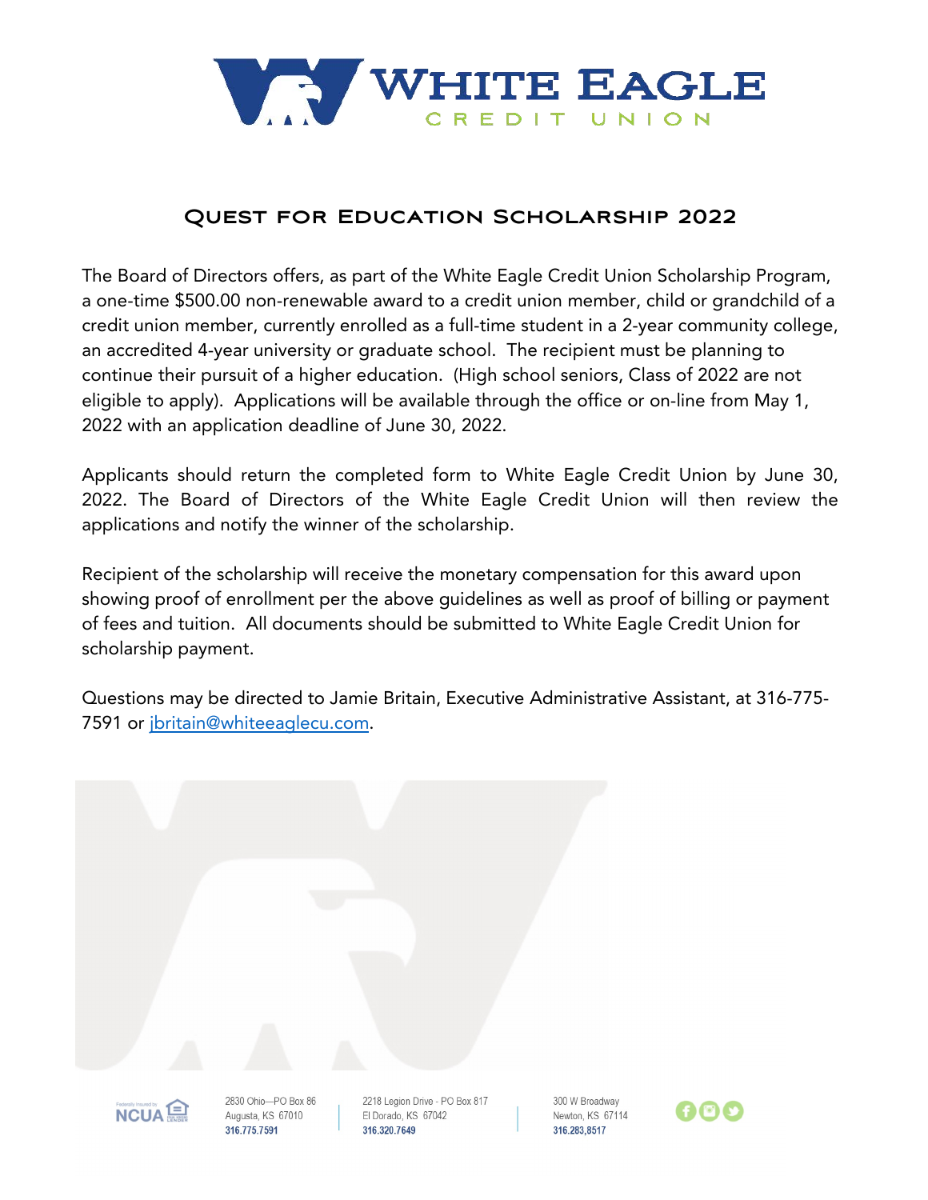# WHITE EAGLE CREDIT UNION

## Quest for Education Scholarship 2022

The Board of Directors offers, as part of the White Eagle Credit Union Scholarship Program, a one-time $500.00 non-renewable award to a credit union member, child or grandchild of a credit union member, currently enrolled as a full-time student in a 2-year community college, an accredited 4-year university or graduate school. The recipient must be planning to continue their pursuit of a higher education. (High school seniors, Class of 2022 are not eligible to apply). Applications will be available through the office or on-line from May 1, 2022 with an application deadline of June 30, 2022.

Applicants should return the completed form to White Eagle Credit Union by June 30, 2022. The Board of Directors of the White Eagle Credit Union will then review the applications and notify the winner of the scholarship.

Recipient of the scholarship will receive the monetary compensation for this award upon showing proof of enrollment per the above guidelines as well as proof of billing or payment of fees and tuition. All documents should be submitted to White Eagle Credit Union for scholarship payment.

Questions may be directed to Jamie Britain, Executive Administrative Assistant, at 316-775-7591 or jbritain@whiteeaglecu.com.

2830 Ohio—PO Box 86
Augusta, KS 67010
316.775.7591

2218 Legion Drive - PO Box 817
El Dorado, KS 67042
316.320.7649

300 W Broadway
Newton, KS 67114
316.283,8517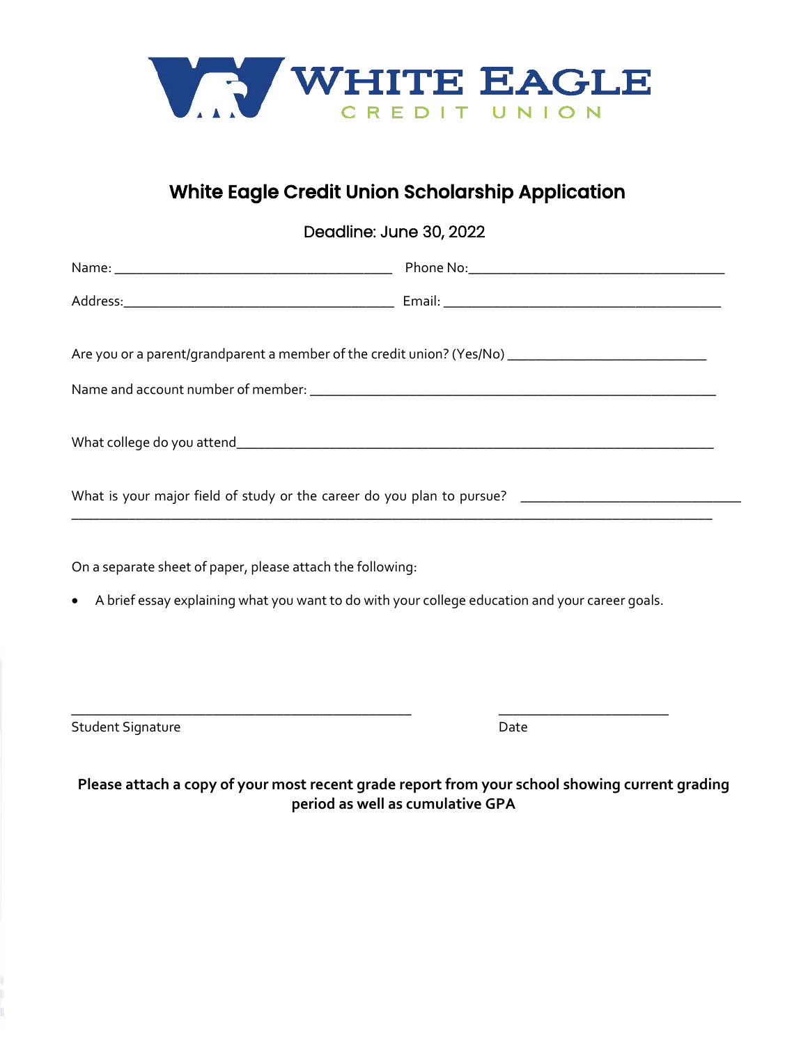WHITE EAGLE
CREDIT UNION

# White Eagle Credit Union Scholarship Application

Deadline: June 30, 2022

Name: ______________________________________ Phone No:___________________________________

Address:_____________________________________ Email: ______________________________________

Are you or a parent/grandparent a member of the credit union? (Yes/No) ___________________________

Name and account number of member: ______________________________________________________

What college do you attend_________________________________________________________________

What is your major field of study or the career do you plan to pursue? _______________________________
________________________________________________________________________________________

On a separate sheet of paper, please attach the following:

- A brief essay explaining what you want to do with your college education and your career goals.

_______________________________________________ ________________________

Student Signature Date

**Please attach a copy of your most recent grade report from your school showing current grading period as well as cumulative GPA**